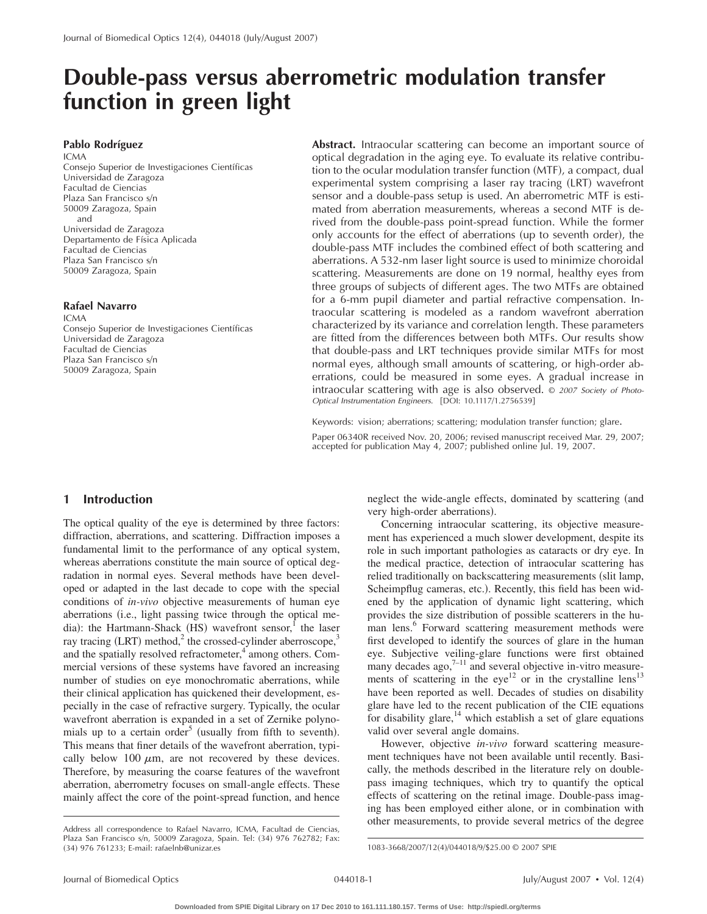# Double-pass versus aberrometric modulation transfer function in green light

**Pablo Rodríguez**
ICMA
Consejo Superior de Investigaciones Científicas
Universidad de Zaragoza
Facultad de Ciencias
Plaza San Francisco s/n
50009 Zaragoza, Spain
and
Universidad de Zaragoza
Departamento de Física Aplicada
Facultad de Ciencias
Plaza San Francisco s/n
50009 Zaragoza, Spain

**Rafael Navarro**
ICMA
Consejo Superior de Investigaciones Científicas
Universidad de Zaragoza
Facultad de Ciencias
Plaza San Francisco s/n
50009 Zaragoza, Spain

**Abstract.** Intraocular scattering can become an important source of optical degradation in the aging eye. To evaluate its relative contribution to the ocular modulation transfer function (MTF), a compact, dual experimental system comprising a laser ray tracing (LRT) wavefront sensor and a double-pass setup is used. An aberrometric MTF is estimated from aberration measurements, whereas a second MTF is derived from the double-pass point-spread function. While the former only accounts for the effect of aberrations (up to seventh order), the double-pass MTF includes the combined effect of both scattering and aberrations. A 532-nm laser light source is used to minimize choroidal scattering. Measurements are done on 19 normal, healthy eyes from three groups of subjects of different ages. The two MTFs are obtained for a 6-mm pupil diameter and partial refractive compensation. Intraocular scattering is modeled as a random wavefront aberration characterized by its variance and correlation length. These parameters are fitted from the differences between both MTFs. Our results show that double-pass and LRT techniques provide similar MTFs for most normal eyes, although small amounts of scattering, or high-order aberrations, could be measured in some eyes. A gradual increase in intraocular scattering with age is also observed. © *2007 Society of Photo-Optical Instrumentation Engineers.* [DOI: 10.1117/1.2756539]

Keywords: vision; aberrations; scattering; modulation transfer function; glare.

Paper 06340R received Nov. 20, 2006; revised manuscript received Mar. 29, 2007; accepted for publication May 4, 2007; published online Jul. 19, 2007.

## 1 Introduction

The optical quality of the eye is determined by three factors: diffraction, aberrations, and scattering. Diffraction imposes a fundamental limit to the performance of any optical system, whereas aberrations constitute the main source of optical degradation in normal eyes. Several methods have been developed or adapted in the last decade to cope with the special conditions of *in-vivo* objective measurements of human eye aberrations (i.e., light passing twice through the optical media): the Hartmann-Shack (HS) wavefront sensor,[1] the laser ray tracing (LRT) method,[2] the crossed-cylinder aberroscope,[3] and the spatially resolved refractometer,[4] among others. Commercial versions of these systems have favored an increasing number of studies on eye monochromatic aberrations, while their clinical application has quickened their development, especially in the case of refractive surgery. Typically, the ocular wavefront aberration is expanded in a set of Zernike polynomials up to a certain order[5] (usually from fifth to seventh). This means that finer details of the wavefront aberration, typically below 100 $\mu$m, are not recovered by these devices. Therefore, by measuring the coarse features of the wavefront aberration, aberrometry focuses on small-angle effects. These mainly affect the core of the point-spread function, and hence neglect the wide-angle effects, dominated by scattering (and very high-order aberrations).

Concerning intraocular scattering, its objective measurement has experienced a much slower development, despite its role in such important pathologies as cataracts or dry eye. In the medical practice, detection of intraocular scattering has relied traditionally on backscattering measurements (slit lamp, Scheimpflug cameras, etc.). Recently, this field has been widened by the application of dynamic light scattering, which provides the size distribution of possible scatterers in the human lens.[6] Forward scattering measurement methods were first developed to identify the sources of glare in the human eye. Subjective veiling-glare functions were first obtained many decades ago,[7–11] and several objective in-vitro measurements of scattering in the eye[12] or in the crystalline lens[13] have been reported as well. Decades of studies on disability glare have led to the recent publication of the CIE equations for disability glare,[14] which establish a set of glare equations valid over several angle domains.

However, objective *in-vivo* forward scattering measurement techniques have not been available until recently. Basically, the methods described in the literature rely on double-pass imaging techniques, which try to quantify the optical effects of scattering on the retinal image. Double-pass imaging has been employed either alone, or in combination with other measurements, to provide several metrics of the degree

Address all correspondence to Rafael Navarro, ICMA, Facultad de Ciencias, Plaza San Francisco s/n, 50009 Zaragoza, Spain. Tel: (34) 976 762782; Fax: (34) 976 761233; E-mail: rafaelnb@unizar.es

1083-3668/2007/12(4)/044018/9/$25.00 © 2007 SPIE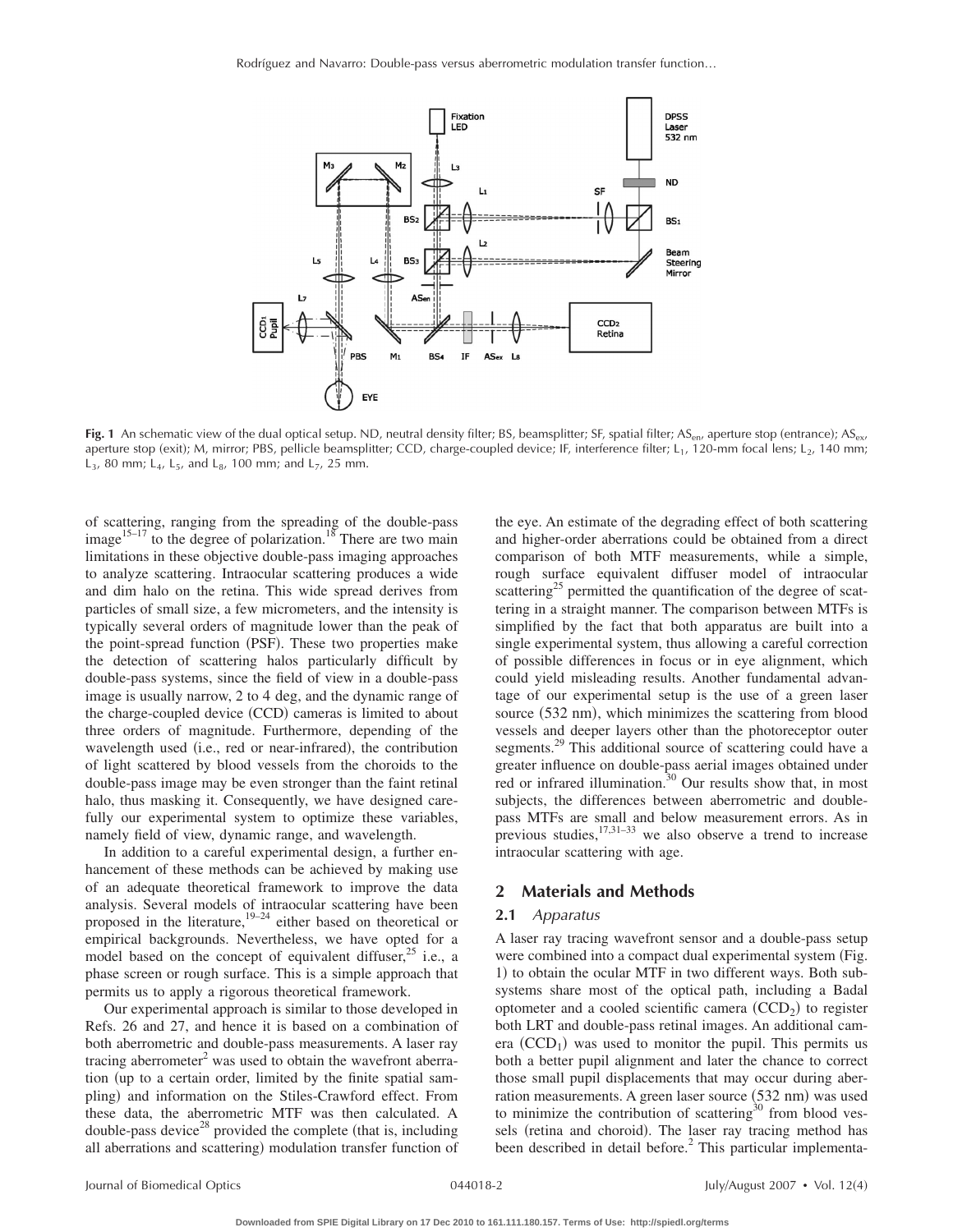**Fig. 1** An schematic view of the dual optical setup. ND, neutral density filter; BS, beamsplitter; SF, spatial filter; $AS_{en}$, aperture stop (entrance); $AS_{ex}$, aperture stop (exit); M, mirror; PBS, pellicle beamsplitter; CCD, charge-coupled device; IF, interference filter; $L_1$, 120-mm focal lens; $L_2$, 140 mm; $L_3$, 80 mm; $L_4$, $L_5$, and $L_8$, 100 mm; and $L_7$, 25 mm.

of scattering, ranging from the spreading of the double-pass image[15–17] to the degree of polarization.[18] There are two main limitations in these objective double-pass imaging approaches to analyze scattering. Intraocular scattering produces a wide and dim halo on the retina. This wide spread derives from particles of small size, a few micrometers, and the intensity is typically several orders of magnitude lower than the peak of the point-spread function (PSF). These two properties make the detection of scattering halos particularly difficult by double-pass systems, since the field of view in a double-pass image is usually narrow, 2 to 4 deg, and the dynamic range of the charge-coupled device (CCD) cameras is limited to about three orders of magnitude. Furthermore, depending of the wavelength used (i.e., red or near-infrared), the contribution of light scattered by blood vessels from the choroids to the double-pass image may be even stronger than the faint retinal halo, thus masking it. Consequently, we have designed carefully our experimental system to optimize these variables, namely field of view, dynamic range, and wavelength.

In addition to a careful experimental design, a further enhancement of these methods can be achieved by making use of an adequate theoretical framework to improve the data analysis. Several models of intraocular scattering have been proposed in the literature,[19–24] either based on theoretical or empirical backgrounds. Nevertheless, we have opted for a model based on the concept of equivalent diffuser,[25] i.e., a phase screen or rough surface. This is a simple approach that permits us to apply a rigorous theoretical framework.

Our experimental approach is similar to those developed in Refs. 26 and 27, and hence it is based on a combination of both aberrometric and double-pass measurements. A laser ray tracing aberrometer[2] was used to obtain the wavefront aberration (up to a certain order, limited by the finite spatial sampling) and information on the Stiles-Crawford effect. From these data, the aberrometric MTF was then calculated. A double-pass device[28] provided the complete (that is, including all aberrations and scattering) modulation transfer function of the eye. An estimate of the degrading effect of both scattering and higher-order aberrations could be obtained from a direct comparison of both MTF measurements, while a simple, rough surface equivalent diffuser model of intraocular scattering[25] permitted the quantification of the degree of scattering in a straight manner. The comparison between MTFs is simplified by the fact that both apparatus are built into a single experimental system, thus allowing a careful correction of possible differences in focus or in eye alignment, which could yield misleading results. Another fundamental advantage of our experimental setup is the use of a green laser source (532 nm), which minimizes the scattering from blood vessels and deeper layers other than the photoreceptor outer segments.[29] This additional source of scattering could have a greater influence on double-pass aerial images obtained under red or infrared illumination.[30] Our results show that, in most subjects, the differences between aberrometric and double-pass MTFs are small and below measurement errors. As in previous studies,[17,31–33] we also observe a trend to increase intraocular scattering with age.

## 2 Materials and Methods

### 2.1 *Apparatus*

A laser ray tracing wavefront sensor and a double-pass setup were combined into a compact dual experimental system (Fig. 1) to obtain the ocular MTF in two different ways. Both subsystems share most of the optical path, including a Badal optometer and a cooled scientific camera ($CCD_2$) to register both LRT and double-pass retinal images. An additional camera ($CCD_1$) was used to monitor the pupil. This permits us both a better pupil alignment and later the chance to correct those small pupil displacements that may occur during aberration measurements. A green laser source (532 nm) was used to minimize the contribution of scattering[30] from blood vessels (retina and choroid). The laser ray tracing method has been described in detail before.[2] This particular implementa-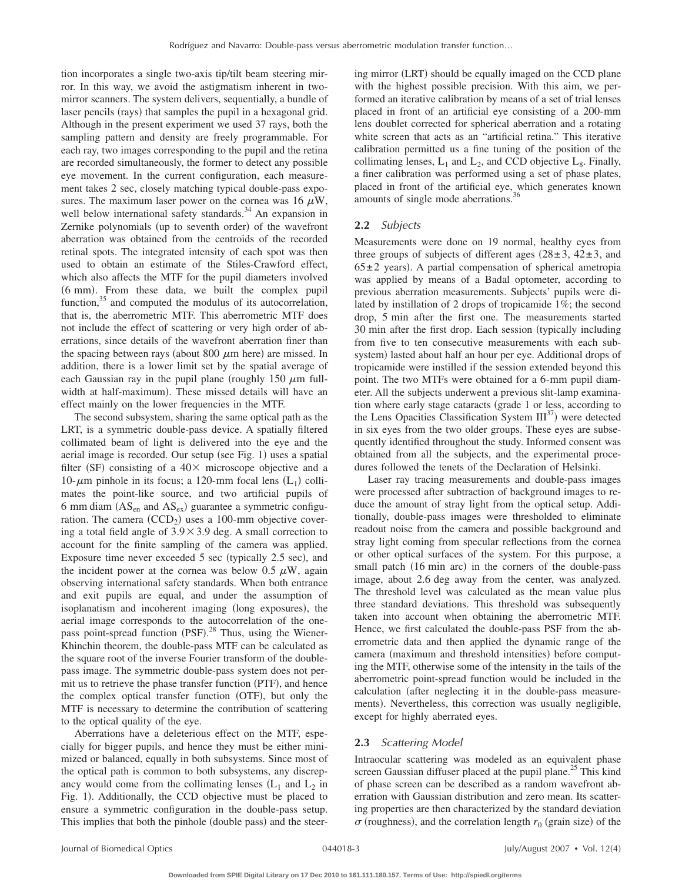tion incorporates a single two-axis tip/tilt beam steering mirror. In this way, we avoid the astigmatism inherent in two-mirror scanners. The system delivers, sequentially, a bundle of laser pencils (rays) that samples the pupil in a hexagonal grid. Although in the present experiment we used 37 rays, both the sampling pattern and density are freely programmable. For each ray, two images corresponding to the pupil and the retina are recorded simultaneously, the former to detect any possible eye movement. In the current configuration, each measurement takes 2 sec, closely matching typical double-pass exposures. The maximum laser power on the cornea was 16 $\mu$W, well below international safety standards.[34] An expansion in Zernike polynomials (up to seventh order) of the wavefront aberration was obtained from the centroids of the recorded retinal spots. The integrated intensity of each spot was then used to obtain an estimate of the Stiles-Crawford effect, which also affects the MTF for the pupil diameters involved (6 mm). From these data, we built the complex pupil function,[35] and computed the modulus of its autocorrelation, that is, the aberrometric MTF. This aberrometric MTF does not include the effect of scattering or very high order of aberrations, since details of the wavefront aberration finer than the spacing between rays (about 800 $\mu$m here) are missed. In addition, there is a lower limit set by the spatial average of each Gaussian ray in the pupil plane (roughly 150 $\mu$m full-width at half-maximum). These missed details will have an effect mainly on the lower frequencies in the MTF.

The second subsystem, sharing the same optical path as the LRT, is a symmetric double-pass device. A spatially filtered collimated beam of light is delivered into the eye and the aerial image is recorded. Our setup (see Fig. 1) uses a spatial filter (SF) consisting of a 40× microscope objective and a 10-$\mu$m pinhole in its focus; a 120-mm focal lens ($L_1$) collimates the point-like source, and two artificial pupils of 6 mm diam ($AS_{en}$ and $AS_{ex}$) guarantee a symmetric configuration. The camera ($CCD_2$) uses a 100-mm objective covering a total field angle of $3.9 \times 3.9$ deg. A small correction to account for the finite sampling of the camera was applied. Exposure time never exceeded 5 sec (typically 2.5 sec), and the incident power at the cornea was below 0.5 $\mu$W, again observing international safety standards. When both entrance and exit pupils are equal, and under the assumption of isoplanatism and incoherent imaging (long exposures), the aerial image corresponds to the autocorrelation of the one-pass point-spread function (PSF).[28] Thus, using the Wiener-Khinchin theorem, the double-pass MTF can be calculated as the square root of the inverse Fourier transform of the double-pass image. The symmetric double-pass system does not permit us to retrieve the phase transfer function (PTF), and hence the complex optical transfer function (OTF), but only the MTF is necessary to determine the contribution of scattering to the optical quality of the eye.

Aberrations have a deleterious effect on the MTF, especially for bigger pupils, and hence they must be either minimized or balanced, equally in both subsystems. Since most of the optical path is common to both subsystems, any discrepancy would come from the collimating lenses ($L_1$ and $L_2$ in Fig. 1). Additionally, the CCD objective must be placed to ensure a symmetric configuration in the double-pass setup. This implies that both the pinhole (double pass) and the steering mirror (LRT) should be equally imaged on the CCD plane with the highest possible precision. With this aim, we performed an iterative calibration by means of a set of trial lenses placed in front of an artificial eye consisting of a 200-mm lens doublet corrected for spherical aberration and a rotating white screen that acts as an "artificial retina." This iterative calibration permitted us a fine tuning of the position of the collimating lenses, $L_1$ and $L_2$, and CCD objective $L_8$. Finally, a finer calibration was performed using a set of phase plates, placed in front of the artificial eye, which generates known amounts of single mode aberrations.[36]

## 2.2 *Subjects*

Measurements were done on 19 normal, healthy eyes from three groups of subjects of different ages ($28 \pm 3$, $42 \pm 3$, and $65 \pm 2$ years). A partial compensation of spherical ametropia was applied by means of a Badal optometer, according to previous aberration measurements. Subjects' pupils were dilated by instillation of 2 drops of tropicamide 1%; the second drop, 5 min after the first one. The measurements started 30 min after the first drop. Each session (typically including from five to ten consecutive measurements with each subsystem) lasted about half an hour per eye. Additional drops of tropicamide were instilled if the session extended beyond this point. The two MTFs were obtained for a 6-mm pupil diameter. All the subjects underwent a previous slit-lamp examination where early stage cataracts (grade 1 or less, according to the Lens Opacities Classification System III[37]) were detected in six eyes from the two older groups. These eyes are subsequently identified throughout the study. Informed consent was obtained from all the subjects, and the experimental procedures followed the tenets of the Declaration of Helsinki.

Laser ray tracing measurements and double-pass images were processed after subtraction of background images to reduce the amount of stray light from the optical setup. Additionally, double-pass images were thresholded to eliminate readout noise from the camera and possible background and stray light coming from specular reflections from the cornea or other optical surfaces of the system. For this purpose, a small patch (16 min arc) in the corners of the double-pass image, about 2.6 deg away from the center, was analyzed. The threshold level was calculated as the mean value plus three standard deviations. This threshold was subsequently taken into account when obtaining the aberrometric MTF. Hence, we first calculated the double-pass PSF from the aberrometric data and then applied the dynamic range of the camera (maximum and threshold intensities) before computing the MTF, otherwise some of the intensity in the tails of the aberrometric point-spread function would be included in the calculation (after neglecting it in the double-pass measurements). Nevertheless, this correction was usually negligible, except for highly aberrated eyes.

## 2.3 *Scattering Model*

Intraocular scattering was modeled as an equivalent phase screen Gaussian diffuser placed at the pupil plane.[25] This kind of phase screen can be described as a random wavefront aberration with Gaussian distribution and zero mean. Its scattering properties are then characterized by the standard deviation $\sigma$ (roughness), and the correlation length $r_0$ (grain size) of the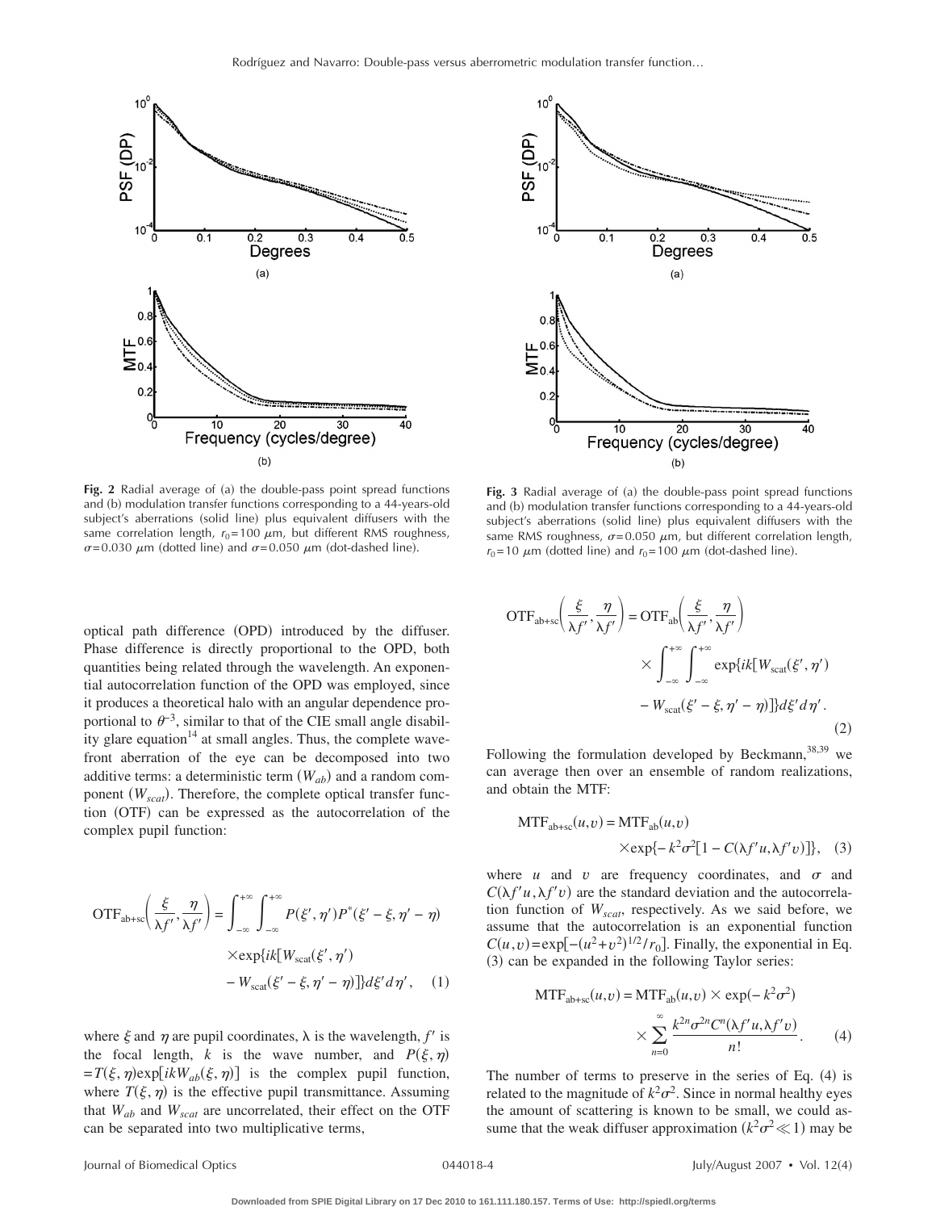**Fig. 2** Radial average of (a) the double-pass point spread functions and (b) modulation transfer functions corresponding to a 44-years-old subject's aberrations (solid line) plus equivalent diffusers with the same correlation length, $r_0=100$ $\mu$m, but different RMS roughness, $\sigma=0.030$ $\mu$m (dotted line) and $\sigma=0.050$ $\mu$m (dot-dashed line).

**Fig. 3** Radial average of (a) the double-pass point spread functions and (b) modulation transfer functions corresponding to a 44-years-old subject's aberrations (solid line) plus equivalent diffusers with the same RMS roughness, $\sigma=0.050$ $\mu$m, but different correlation length, $r_0=10$ $\mu$m (dotted line) and $r_0=100$ $\mu$m (dot-dashed line).

optical path difference (OPD) introduced by the diffuser. Phase difference is directly proportional to the OPD, both quantities being related through the wavelength. An exponential autocorrelation function of the OPD was employed, since it produces a theoretical halo with an angular dependence proportional to $\theta^{-3}$, similar to that of the CIE small angle disability glare equation[14] at small angles. Thus, the complete wavefront aberration of the eye can be decomposed into two additive terms: a deterministic term ($W_{ab}$) and a random component ($W_{scat}$). Therefore, the complete optical transfer function (OTF) can be expressed as the autocorrelation of the complex pupil function:

$$\mathrm{OTF}_{\mathrm{ab+sc}}\left(\frac{\xi}{\lambda f'},\frac{\eta}{\lambda f'}\right)=\int_{-\infty}^{+\infty}\int_{-\infty}^{+\infty}P(\xi',\eta')P^{*}(\xi'-\xi,\eta'-\eta)\times\exp\{ik[W_{\mathrm{scat}}(\xi',\eta')-W_{\mathrm{scat}}(\xi'-\xi,\eta'-\eta)]\}d\xi'd\eta', \quad (1)$$

where $\xi$ and $\eta$ are pupil coordinates, $\lambda$ is the wavelength, $f'$ is the focal length, $k$ is the wave number, and $P(\xi,\eta)=T(\xi,\eta)\exp[ikW_{ab}(\xi,\eta)]$ is the complex pupil function, where $T(\xi,\eta)$ is the effective pupil transmittance. Assuming that $W_{ab}$ and $W_{scat}$ are uncorrelated, their effect on the OTF can be separated into two multiplicative terms,

$$\mathrm{OTF}_{\mathrm{ab+sc}}\left(\frac{\xi}{\lambda f'},\frac{\eta}{\lambda f'}\right)=\mathrm{OTF}_{\mathrm{ab}}\left(\frac{\xi}{\lambda f'},\frac{\eta}{\lambda f'}\right)\times\int_{-\infty}^{+\infty}\int_{-\infty}^{+\infty}\exp\{ik[W_{\mathrm{scat}}(\xi',\eta')-W_{\mathrm{scat}}(\xi'-\xi,\eta'-\eta)]\}d\xi'd\eta'. \quad (2)$$

Following the formulation developed by Beckmann,[38,39] we can average then over an ensemble of random realizations, and obtain the MTF:

$$\mathrm{MTF}_{\mathrm{ab+sc}}(u,v)=\mathrm{MTF}_{\mathrm{ab}}(u,v)\times\exp\{-k^2\sigma^2[1-C(\lambda f'u,\lambda f'v)]\}, \quad (3)$$

where $u$ and $v$ are frequency coordinates, and $\sigma$ and $C(\lambda f'u,\lambda f'v)$ are the standard deviation and the autocorrelation function of $W_{scat}$, respectively. As we said before, we assume that the autocorrelation is an exponential function $C(u,v)=\exp[-(u^2+v^2)^{1/2}/r_0]$. Finally, the exponential in Eq. (3) can be expanded in the following Taylor series:

$$\mathrm{MTF}_{\mathrm{ab+sc}}(u,v)=\mathrm{MTF}_{\mathrm{ab}}(u,v)\times\exp(-k^2\sigma^2)\times\sum_{n=0}^{\infty}\frac{k^{2n}\sigma^{2n}C^{n}(\lambda f'u,\lambda f'v)}{n!}. \quad (4)$$

The number of terms to preserve in the series of Eq. (4) is related to the magnitude of $k^2\sigma^2$. Since in normal healthy eyes the amount of scattering is known to be small, we could assume that the weak diffuser approximation ($k^2\sigma^2 \ll 1$) may be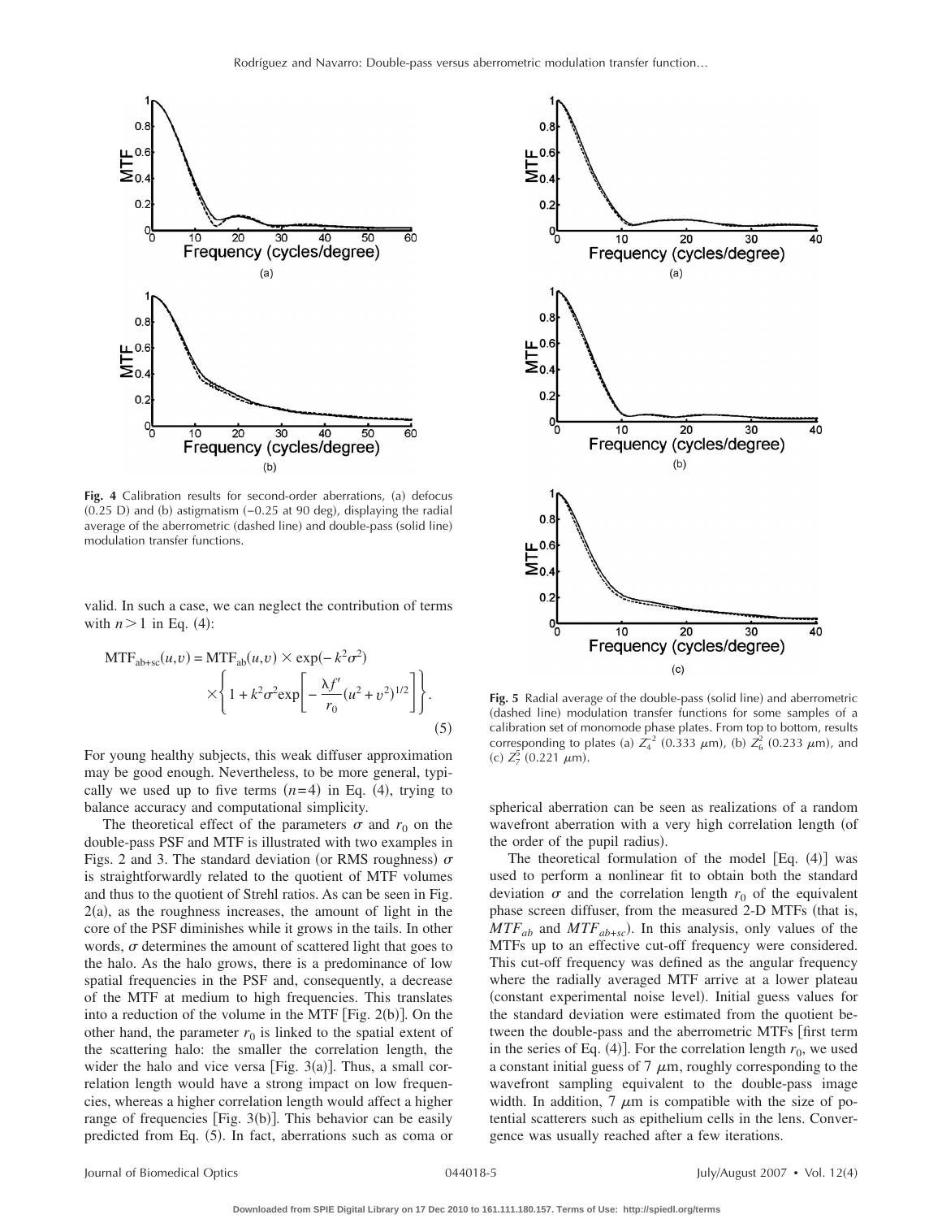Fig. 4 Calibration results for second-order aberrations, (a) defocus (0.25 D) and (b) astigmatism (−0.25 at 90 deg), displaying the radial average of the aberrometric (dashed line) and double-pass (solid line) modulation transfer functions.

valid. In such a case, we can neglect the contribution of terms with $n>1$ in Eq. (4):

$$\mathrm{MTF}_{\mathrm{ab+sc}}(u,v) = \mathrm{MTF}_{\mathrm{ab}}(u,v) \times \exp(-k^2\sigma^2) \times \left\{ 1 + k^2\sigma^2 \exp\left[ -\frac{\lambda f'}{r_0}(u^2+v^2)^{1/2} \right] \right\}. \tag{5}$$

For young healthy subjects, this weak diffuser approximation may be good enough. Nevertheless, to be more general, typically we used up to five terms $(n=4)$ in Eq. (4), trying to balance accuracy and computational simplicity.

The theoretical effect of the parameters $\sigma$ and $r_0$ on the double-pass PSF and MTF is illustrated with two examples in Figs. 2 and 3. The standard deviation (or RMS roughness) $\sigma$ is straightforwardly related to the quotient of MTF volumes and thus to the quotient of Strehl ratios. As can be seen in Fig. 2(a), as the roughness increases, the amount of light in the core of the PSF diminishes while it grows in the tails. In other words, $\sigma$ determines the amount of scattered light that goes to the halo. As the halo grows, there is a predominance of low spatial frequencies in the PSF and, consequently, a decrease of the MTF at medium to high frequencies. This translates into a reduction of the volume in the MTF [Fig. 2(b)]. On the other hand, the parameter $r_0$ is linked to the spatial extent of the scattering halo: the smaller the correlation length, the wider the halo and vice versa [Fig. 3(a)]. Thus, a small correlation length would have a strong impact on low frequencies, whereas a higher correlation length would affect a higher range of frequencies [Fig. 3(b)]. This behavior can be easily predicted from Eq. (5). In fact, aberrations such as coma or spherical aberration can be seen as realizations of a random wavefront aberration with a very high correlation length (of the order of the pupil radius).

Fig. 5 Radial average of the double-pass (solid line) and aberrometric (dashed line) modulation transfer functions for some samples of a calibration set of monomode phase plates. From top to bottom, results corresponding to plates (a) $Z_4^{-2}$ (0.333 $\mu$m), (b) $Z_6^{2}$ (0.233 $\mu$m), and (c) $Z_7^{5}$ (0.221 $\mu$m).

The theoretical formulation of the model [Eq. (4)] was used to perform a nonlinear fit to obtain both the standard deviation $\sigma$ and the correlation length $r_0$ of the equivalent phase screen diffuser, from the measured 2-D MTFs (that is, $MTF_{ab}$ and $MTF_{ab+sc}$). In this analysis, only values of the MTFs up to an effective cut-off frequency were considered. This cut-off frequency was defined as the angular frequency where the radially averaged MTF arrive at a lower plateau (constant experimental noise level). Initial guess values for the standard deviation were estimated from the quotient between the double-pass and the aberrometric MTFs [first term in the series of Eq. (4)]. For the correlation length $r_0$, we used a constant initial guess of 7 $\mu$m, roughly corresponding to the wavefront sampling equivalent to the double-pass image width. In addition, 7 $\mu$m is compatible with the size of potential scatterers such as epithelium cells in the lens. Convergence was usually reached after a few iterations.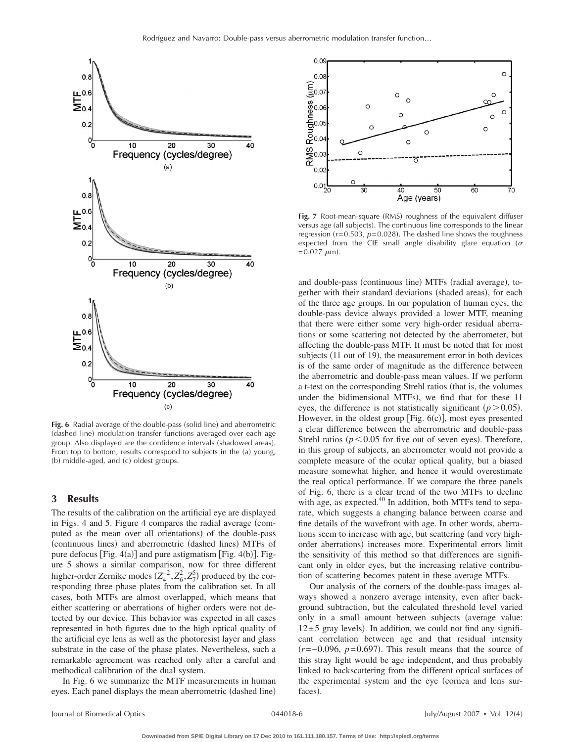Fig. 6 Radial average of the double-pass (solid line) and aberrometric (dashed line) modulation transfer functions averaged over each age group. Also displayed are the confidence intervals (shadowed areas). From top to bottom, results correspond to subjects in the (a) young, (b) middle-aged, and (c) oldest groups.

Fig. 7 Root-mean-square (RMS) roughness of the equivalent diffuser versus age (all subjects). The continuous line corresponds to the linear regression ($r=0.503$, $p=0.028$). The dashed line shows the roughness expected from the CIE small angle disability glare equation ($\sigma=0.027$ $\mu$m).

## 3 Results

The results of the calibration on the artificial eye are displayed in Figs. 4 and 5. Figure 4 compares the radial average (computed as the mean over all orientations) of the double-pass (continuous lines) and aberrometric (dashed lines) MTFs of pure defocus [Fig. 4(a)] and pure astigmatism [Fig. 4(b)]. Figure 5 shows a similar comparison, now for three different higher-order Zernike modes ($Z_4^{-2}, Z_6^2, Z_7^5$) produced by the corresponding three phase plates from the calibration set. In all cases, both MTFs are almost overlapped, which means that either scattering or aberrations of higher orders were not detected by our device. This behavior was expected in all cases represented in both figures due to the high optical quality of the artificial eye lens as well as the photoresist layer and glass substrate in the case of the phase plates. Nevertheless, such a remarkable agreement was reached only after a careful and methodical calibration of the dual system.

In Fig. 6 we summarize the MTF measurements in human eyes. Each panel displays the mean aberrometric (dashed line) and double-pass (continuous line) MTFs (radial average), together with their standard deviations (shaded areas), for each of the three age groups. In our population of human eyes, the double-pass device always provided a lower MTF, meaning that there were either some very high-order residual aberrations or some scattering not detected by the aberrometer, but affecting the double-pass MTF. It must be noted that for most subjects (11 out of 19), the measurement error in both devices is of the same order of magnitude as the difference between the aberrometric and double-pass mean values. If we perform a t-test on the corresponding Strehl ratios (that is, the volumes under the bidimensional MTFs), we find that for these 11 eyes, the difference is not statistically significant ($p>0.05$). However, in the oldest group [Fig. 6(c)], most eyes presented a clear difference between the aberrometric and double-pass Strehl ratios ($p<0.05$ for five out of seven eyes). Therefore, in this group of subjects, an aberrometer would not provide a complete measure of the ocular optical quality, but a biased measure somewhat higher, and hence it would overestimate the real optical performance. If we compare the three panels of Fig. 6, there is a clear trend of the two MTFs to decline with age, as expected.[40] In addition, both MTFs tend to separate, which suggests a changing balance between coarse and fine details of the wavefront with age. In other words, aberrations seem to increase with age, but scattering (and very high-order aberrations) increases more. Experimental errors limit the sensitivity of this method so that differences are significant only in older eyes, but the increasing relative contribution of scattering becomes patent in these average MTFs.

Our analysis of the corners of the double-pass images always showed a nonzero average intensity, even after background subtraction, but the calculated threshold level varied only in a small amount between subjects (average value: $12\pm5$ gray levels). In addition, we could not find any significant correlation between age and that residual intensity ($r=-0.096$, $p=0.697$). This result means that the source of this stray light would be age independent, and thus probably linked to backscattering from the different optical surfaces of the experimental system and the eye (cornea and lens surfaces).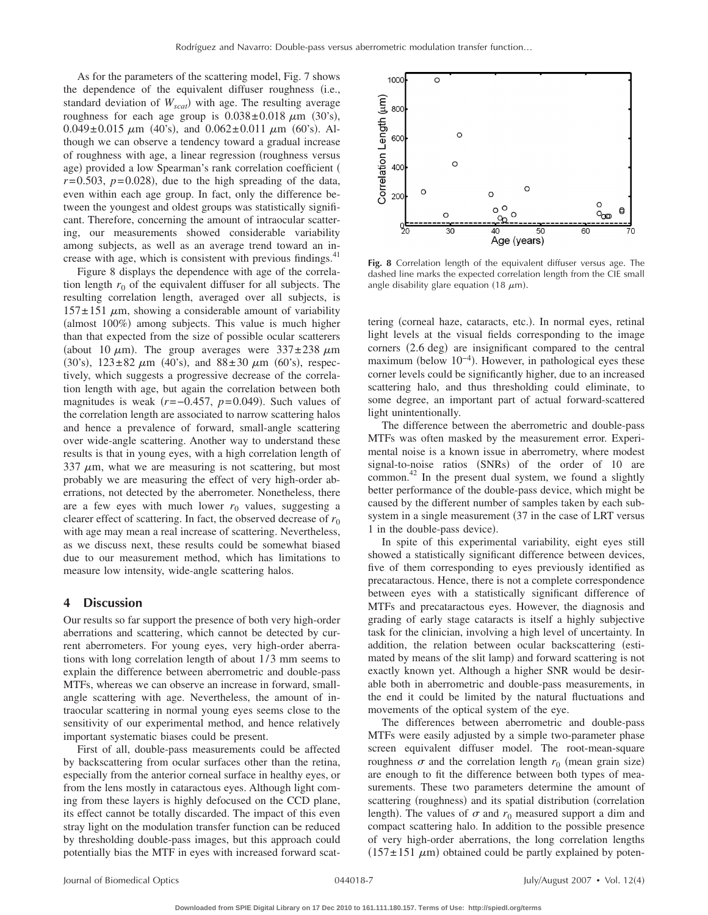As for the parameters of the scattering model, Fig. 7 shows the dependence of the equivalent diffuser roughness (i.e., standard deviation of $W_{scat}$) with age. The resulting average roughness for each age group is $0.038 \pm 0.018$ μm (30's), $0.049 \pm 0.015$ μm (40's), and $0.062 \pm 0.011$ μm (60's). Although we can observe a tendency toward a gradual increase of roughness with age, a linear regression (roughness versus age) provided a low Spearman's rank correlation coefficient ($r = 0.503$, $p = 0.028$), due to the high spreading of the data, even within each age group. In fact, only the difference between the youngest and oldest groups was statistically significant. Therefore, concerning the amount of intraocular scattering, our measurements showed considerable variability among subjects, as well as an average trend toward an increase with age, which is consistent with previous findings.[41]

Figure 8 displays the dependence with age of the correlation length $r_0$ of the equivalent diffuser for all subjects. The resulting correlation length, averaged over all subjects, is $157 \pm 151$ μm, showing a considerable amount of variability (almost 100%) among subjects. This value is much higher than that expected from the size of possible ocular scatterers (about 10 μm). The group averages were $337 \pm 238$ μm (30's), $123 \pm 82$ μm (40's), and $88 \pm 30$ μm (60's), respectively, which suggests a progressive decrease of the correlation length with age, but again the correlation between both magnitudes is weak ($r = -0.457$, $p = 0.049$). Such values of the correlation length are associated to narrow scattering halos and hence a prevalence of forward, small-angle scattering over wide-angle scattering. Another way to understand these results is that in young eyes, with a high correlation length of 337 μm, what we are measuring is not scattering, but most probably we are measuring the effect of very high-order aberrations, not detected by the aberrometer. Nonetheless, there are a few eyes with much lower $r_0$ values, suggesting a clearer effect of scattering. In fact, the observed decrease of $r_0$ with age may mean a real increase of scattering. Nevertheless, as we discuss next, these results could be somewhat biased due to our measurement method, which has limitations to measure low intensity, wide-angle scattering halos.

**Fig. 8** Correlation length of the equivalent diffuser versus age. The dashed line marks the expected correlation length from the CIE small angle disability glare equation (18 μm).

## 4 Discussion

Our results so far support the presence of both very high-order aberrations and scattering, which cannot be detected by current aberrometers. For young eyes, very high-order aberrations with long correlation length of about 1/3 mm seems to explain the difference between aberrometric and double-pass MTFs, whereas we can observe an increase in forward, small-angle scattering with age. Nevertheless, the amount of intraocular scattering in normal young eyes seems close to the sensitivity of our experimental method, and hence relatively important systematic biases could be present.

First of all, double-pass measurements could be affected by backscattering from ocular surfaces other than the retina, especially from the anterior corneal surface in healthy eyes, or from the lens mostly in cataractous eyes. Although light coming from these layers is highly defocused on the CCD plane, its effect cannot be totally discarded. The impact of this even stray light on the modulation transfer function can be reduced by thresholding double-pass images, but this approach could potentially bias the MTF in eyes with increased forward scattering (corneal haze, cataracts, etc.). In normal eyes, retinal light levels at the visual fields corresponding to the image corners (2.6 deg) are insignificant compared to the central maximum (below $10^{-4}$). However, in pathological eyes these corner levels could be significantly higher, due to an increased scattering halo, and thus thresholding could eliminate, to some degree, an important part of actual forward-scattered light unintentionally.

The difference between the aberrometric and double-pass MTFs was often masked by the measurement error. Experimental noise is a known issue in aberrometry, where modest signal-to-noise ratios (SNRs) of the order of 10 are common.[42] In the present dual system, we found a slightly better performance of the double-pass device, which might be caused by the different number of samples taken by each subsystem in a single measurement (37 in the case of LRT versus 1 in the double-pass device).

In spite of this experimental variability, eight eyes still showed a statistically significant difference between devices, five of them corresponding to eyes previously identified as precataractous. Hence, there is not a complete correspondence between eyes with a statistically significant difference of MTFs and precataractous eyes. However, the diagnosis and grading of early stage cataracts is itself a highly subjective task for the clinician, involving a high level of uncertainty. In addition, the relation between ocular backscattering (estimated by means of the slit lamp) and forward scattering is not exactly known yet. Although a higher SNR would be desirable both in aberrometric and double-pass measurements, in the end it could be limited by the natural fluctuations and movements of the optical system of the eye.

The differences between aberrometric and double-pass MTFs were easily adjusted by a simple two-parameter phase screen equivalent diffuser model. The root-mean-square roughness $\sigma$ and the correlation length $r_0$ (mean grain size) are enough to fit the difference between both types of measurements. These two parameters determine the amount of scattering (roughness) and its spatial distribution (correlation length). The values of $\sigma$ and $r_0$ measured support a dim and compact scattering halo. In addition to the possible presence of very high-order aberrations, the long correlation lengths ($157 \pm 151$ μm) obtained could be partly explained by poten-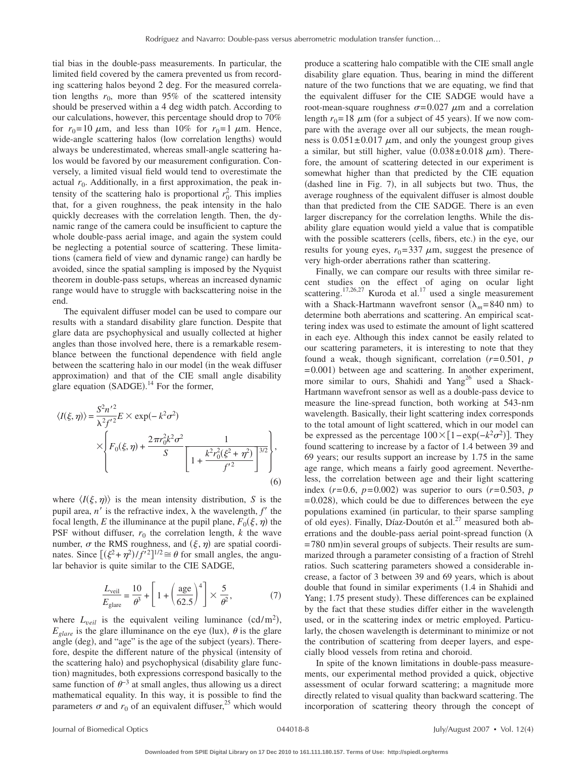tial bias in the double-pass measurements. In particular, the limited field covered by the camera prevented us from recording scattering halos beyond 2 deg. For the measured correlation lengths $r_0$, more than 95% of the scattered intensity should be preserved within a 4 deg width patch. According to our calculations, however, this percentage should drop to 70% for $r_0 = 10\ \mu\text{m}$, and less than 10% for $r_0 = 1\ \mu\text{m}$. Hence, wide-angle scattering halos (low correlation lengths) would always be underestimated, whereas small-angle scattering halos would be favored by our measurement configuration. Conversely, a limited visual field would tend to overestimate the actual $r_0$. Additionally, in a first approximation, the peak intensity of the scattering halo is proportional $r_0^2$. This implies that, for a given roughness, the peak intensity in the halo quickly decreases with the correlation length. Then, the dynamic range of the camera could be insufficient to capture the whole double-pass aerial image, and again the system could be neglecting a potential source of scattering. These limitations (camera field of view and dynamic range) can hardly be avoided, since the spatial sampling is imposed by the Nyquist theorem in double-pass setups, whereas an increased dynamic range would have to struggle with backscattering noise in the end.

The equivalent diffuser model can be used to compare our results with a standard disability glare function. Despite that glare data are psychophysical and usually collected at higher angles than those involved here, there is a remarkable resemblance between the functional dependence with field angle between the scattering halo in our model (in the weak diffuser approximation) and that of the CIE small angle disability glare equation (SADGE).[14] For the former,

$$\langle I(\xi,\eta)\rangle = \frac{S^2 n'^2}{\lambda^2 f'^2} E \times \exp(-k^2\sigma^2) \times \left\{ F_0(\xi,\eta) + \frac{2\pi r_0^2 k^2 \sigma^2}{S} \frac{1}{\left[1 + \frac{k^2 r_0^2(\xi^2+\eta^2)}{f'^2}\right]^{3/2}} \right\}, \tag{6}$$

where $\langle I(\xi,\eta)\rangle$ is the mean intensity distribution, $S$ is the pupil area, $n'$ is the refractive index, $\lambda$ the wavelength, $f'$ the focal length, $E$ the illuminance at the pupil plane, $F_0(\xi,\eta)$ the PSF without diffuser, $r_0$ the correlation length, $k$ the wave number, $\sigma$ the RMS roughness, and $(\xi,\eta)$ are spatial coordinates. Since $[(\xi^2+\eta^2)/f'^2]^{1/2} \cong \theta$ for small angles, the angular behavior is quite similar to the CIE SADGE,

$$\frac{L_{\text{veil}}}{E_{\text{glare}}} = \frac{10}{\theta^3} + \left[1 + \left(\frac{\text{age}}{62.5}\right)^4\right] \times \frac{5}{\theta^2}, \tag{7}$$

where $L_{veil}$ is the equivalent veiling luminance $(\text{cd/m}^2)$, $E_{glare}$ is the glare illuminance on the eye (lux), $\theta$ is the glare angle (deg), and "age" is the age of the subject (years). Therefore, despite the different nature of the physical (intensity of the scattering halo) and psychophysical (disability glare function) magnitudes, both expressions correspond basically to the same function of $\theta^{-3}$ at small angles, thus allowing us a direct mathematical equality. In this way, it is possible to find the parameters $\sigma$ and $r_0$ of an equivalent diffuser,[25] which would produce a scattering halo compatible with the CIE small angle disability glare equation. Thus, bearing in mind the different nature of the two functions that we are equating, we find that the equivalent diffuser for the CIE SADGE would have a root-mean-square roughness $\sigma = 0.027\ \mu\text{m}$ and a correlation length $r_0 = 18\ \mu\text{m}$ (for a subject of 45 years). If we now compare with the average over all our subjects, the mean roughness is $0.051 \pm 0.017\ \mu\text{m}$, and only the youngest group gives a similar, but still higher, value $(0.038 \pm 0.018\ \mu\text{m})$. Therefore, the amount of scattering detected in our experiment is somewhat higher than that predicted by the CIE equation (dashed line in Fig. 7), in all subjects but two. Thus, the average roughness of the equivalent diffuser is almost double than that predicted from the CIE SADGE. There is an even larger discrepancy for the correlation lengths. While the disability glare equation would yield a value that is compatible with the possible scatterers (cells, fibers, etc.) in the eye, our results for young eyes, $r_0 = 337\ \mu\text{m}$, suggest the presence of very high-order aberrations rather than scattering.

Finally, we can compare our results with three similar recent studies on the effect of aging on ocular light scattering.[17,26,27] Kuroda et al.[17] used a single measurement with a Shack-Hartmann wavefront sensor ($\lambda_m = 840$ nm) to determine both aberrations and scattering. An empirical scattering index was used to estimate the amount of light scattered in each eye. Although this index cannot be easily related to our scattering parameters, it is interesting to note that they found a weak, though significant, correlation ($r = 0.501$, $p = 0.001$) between age and scattering. In another experiment, more similar to ours, Shahidi and Yang[26] used a Shack-Hartmann wavefront sensor as well as a double-pass device to measure the line-spread function, both working at 543-nm wavelength. Basically, their light scattering index corresponds to the total amount of light scattered, which in our model can be expressed as the percentage $100 \times [1 - \exp(-k^2\sigma^2)]$. They found scattering to increase by a factor of 1.4 between 39 and 69 years; our results support an increase by 1.75 in the same age range, which means a fairly good agreement. Nevertheless, the correlation between age and their light scattering index ($r = 0.6$, $p = 0.002$) was superior to ours ($r = 0.503$, $p = 0.028$), which could be due to differences between the eye populations examined (in particular, to their sparse sampling of old eyes). Finally, Díaz-Doutón et al.[27] measured both aberrations and the double-pass aerial point-spread function ($\lambda = 780$ nm) in several groups of subjects. Their results are summarized through a parameter consisting of a fraction of Strehl ratios. Such scattering parameters showed a considerable increase, a factor of 3 between 39 and 69 years, which is about double that found in similar experiments (1.4 in Shahidi and Yang; 1.75 present study). These differences can be explained by the fact that these studies differ either in the wavelength used, or in the scattering index or metric employed. Particularly, the chosen wavelength is determinant to minimize or not the contribution of scattering from deeper layers, and especially blood vessels from retina and choroid.

In spite of the known limitations in double-pass measurements, our experimental method provided a quick, objective assessment of ocular forward scattering; a magnitude more directly related to visual quality than backward scattering. The incorporation of scattering theory through the concept of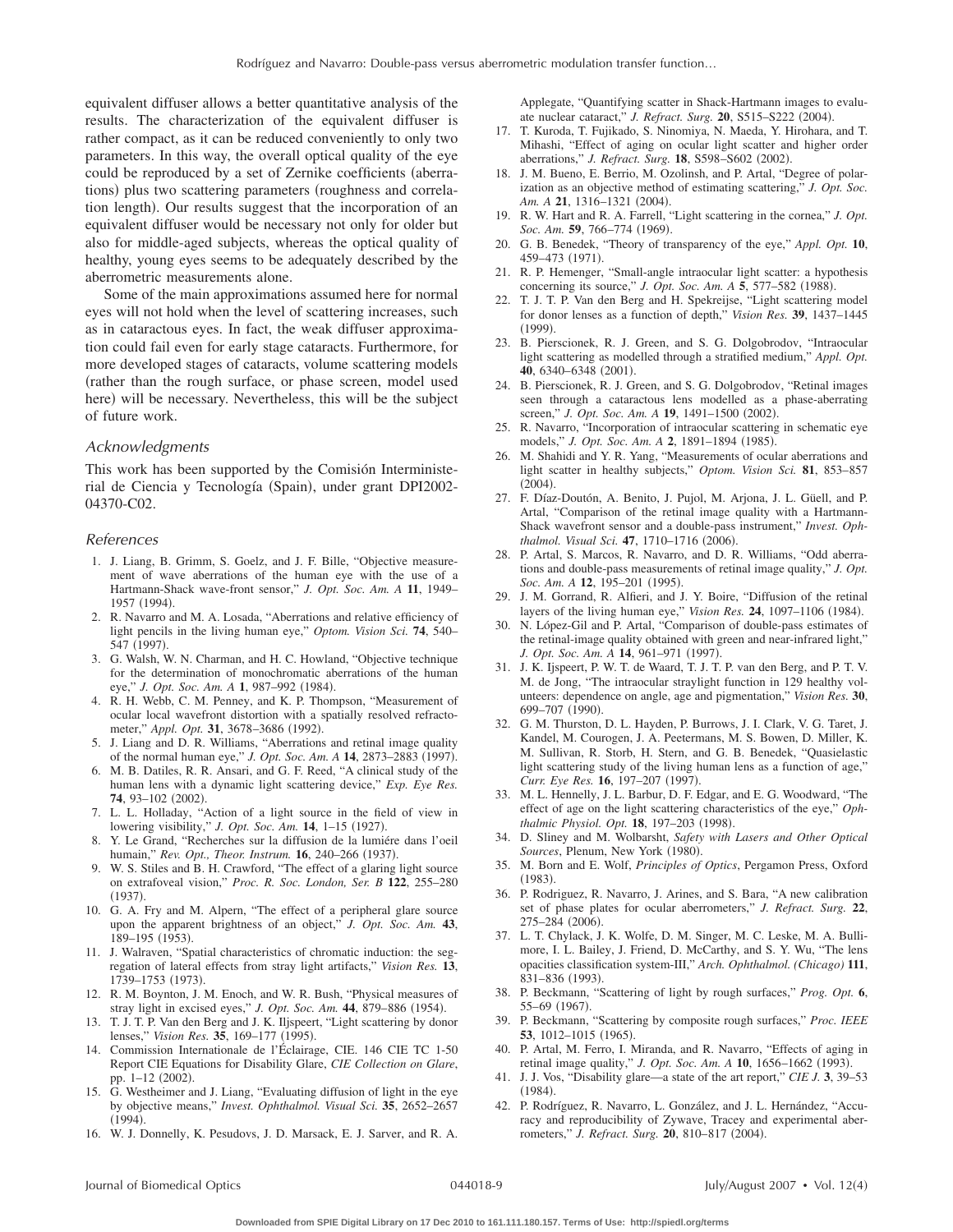equivalent diffuser allows a better quantitative analysis of the results. The characterization of the equivalent diffuser is rather compact, as it can be reduced conveniently to only two parameters. In this way, the overall optical quality of the eye could be reproduced by a set of Zernike coefficients (aberrations) plus two scattering parameters (roughness and correlation length). Our results suggest that the incorporation of an equivalent diffuser would be necessary not only for older but also for middle-aged subjects, whereas the optical quality of healthy, young eyes seems to be adequately described by the aberrometric measurements alone.

Some of the main approximations assumed here for normal eyes will not hold when the level of scattering increases, such as in cataractous eyes. In fact, the weak diffuser approximation could fail even for early stage cataracts. Furthermore, for more developed stages of cataracts, volume scattering models (rather than the rough surface, or phase screen, model used here) will be necessary. Nevertheless, this will be the subject of future work.

## Acknowledgments

This work has been supported by the Comisión Interministerial de Ciencia y Tecnología (Spain), under grant DPI2002-04370-C02.

## References

1. J. Liang, B. Grimm, S. Goelz, and J. F. Bille, "Objective measurement of wave aberrations of the human eye with the use of a Hartmann-Shack wave-front sensor," *J. Opt. Soc. Am. A* **11**, 1949–1957 (1994).
2. R. Navarro and M. A. Losada, "Aberrations and relative efficiency of light pencils in the living human eye," *Optom. Vision Sci.* **74**, 540–547 (1997).
3. G. Walsh, W. N. Charman, and H. C. Howland, "Objective technique for the determination of monochromatic aberrations of the human eye," *J. Opt. Soc. Am. A* **1**, 987–992 (1984).
4. R. H. Webb, C. M. Penney, and K. P. Thompson, "Measurement of ocular local wavefront distortion with a spatially resolved refractometer," *Appl. Opt.* **31**, 3678–3686 (1992).
5. J. Liang and D. R. Williams, "Aberrations and retinal image quality of the normal human eye," *J. Opt. Soc. Am. A* **14**, 2873–2883 (1997).
6. M. B. Datiles, R. R. Ansari, and G. F. Reed, "A clinical study of the human lens with a dynamic light scattering device," *Exp. Eye Res.* **74**, 93–102 (2002).
7. L. L. Holladay, "Action of a light source in the field of view in lowering visibility," *J. Opt. Soc. Am.* **14**, 1–15 (1927).
8. Y. Le Grand, "Recherches sur la diffusion de la lumiére dans l'oeil humain," *Rev. Opt., Theor. Instrum.* **16**, 240–266 (1937).
9. W. S. Stiles and B. H. Crawford, "The effect of a glaring light source on extrafoveal vision," *Proc. R. Soc. London, Ser. B* **122**, 255–280 (1937).
10. G. A. Fry and M. Alpern, "The effect of a peripheral glare source upon the apparent brightness of an object," *J. Opt. Soc. Am.* **43**, 189–195 (1953).
11. J. Walraven, "Spatial characteristics of chromatic induction: the segregation of lateral effects from stray light artifacts," *Vision Res.* **13**, 1739–1753 (1973).
12. R. M. Boynton, J. M. Enoch, and W. R. Bush, "Physical measures of stray light in excised eyes," *J. Opt. Soc. Am.* **44**, 879–886 (1954).
13. T. J. T. P. Van den Berg and J. K. Iljspeert, "Light scattering by donor lenses," *Vision Res.* **35**, 169–177 (1995).
14. Commission Internationale de l'Éclairage, CIE. 146 CIE TC 1-50 Report CIE Equations for Disability Glare, *CIE Collection on Glare*, pp. 1–12 (2002).
15. G. Westheimer and J. Liang, "Evaluating diffusion of light in the eye by objective means," *Invest. Ophthalmol. Visual Sci.* **35**, 2652–2657 (1994).
16. W. J. Donnelly, K. Pesudovs, J. D. Marsack, E. J. Sarver, and R. A. Applegate, "Quantifying scatter in Shack-Hartmann images to evaluate nuclear cataract," *J. Refract. Surg.* **20**, S515–S222 (2004).
17. T. Kuroda, T. Fujikado, S. Ninomiya, N. Maeda, Y. Hirohara, and T. Mihashi, "Effect of aging on ocular light scatter and higher order aberrations," *J. Refract. Surg.* **18**, S598–S602 (2002).
18. J. M. Bueno, E. Berrio, M. Ozolinsh, and P. Artal, "Degree of polarization as an objective method of estimating scattering," *J. Opt. Soc. Am. A* **21**, 1316–1321 (2004).
19. R. W. Hart and R. A. Farrell, "Light scattering in the cornea," *J. Opt. Soc. Am.* **59**, 766–774 (1969).
20. G. B. Benedek, "Theory of transparency of the eye," *Appl. Opt.* **10**, 459–473 (1971).
21. R. P. Hemenger, "Small-angle intraocular light scatter: a hypothesis concerning its source," *J. Opt. Soc. Am. A* **5**, 577–582 (1988).
22. T. J. T. P. Van den Berg and H. Spekreijse, "Light scattering model for donor lenses as a function of depth," *Vision Res.* **39**, 1437–1445 (1999).
23. B. Pierscionek, R. J. Green, and S. G. Dolgobrodov, "Intraocular light scattering as modelled through a stratified medium," *Appl. Opt.* **40**, 6340–6348 (2001).
24. B. Pierscionek, R. J. Green, and S. G. Dolgobrodov, "Retinal images seen through a cataractous lens modelled as a phase-aberrating screen," *J. Opt. Soc. Am. A* **19**, 1491–1500 (2002).
25. R. Navarro, "Incorporation of intraocular scattering in schematic eye models," *J. Opt. Soc. Am. A* **2**, 1891–1894 (1985).
26. M. Shahidi and Y. R. Yang, "Measurements of ocular aberrations and light scatter in healthy subjects," *Optom. Vision Sci.* **81**, 853–857 (2004).
27. F. Díaz-Doutón, A. Benito, J. Pujol, M. Arjona, J. L. Güell, and P. Artal, "Comparison of the retinal image quality with a Hartmann-Shack wavefront sensor and a double-pass instrument," *Invest. Ophthalmol. Visual Sci.* **47**, 1710–1716 (2006).
28. P. Artal, S. Marcos, R. Navarro, and D. R. Williams, "Odd aberrations and double-pass measurements of retinal image quality," *J. Opt. Soc. Am. A* **12**, 195–201 (1995).
29. J. M. Gorrand, R. Alfieri, and J. Y. Boire, "Diffusion of the retinal layers of the living human eye," *Vision Res.* **24**, 1097–1106 (1984).
30. N. López-Gil and P. Artal, "Comparison of double-pass estimates of the retinal-image quality obtained with green and near-infrared light," *J. Opt. Soc. Am. A* **14**, 961–971 (1997).
31. J. K. Ijspeert, P. W. T. de Waard, T. J. T. P. van den Berg, and P. T. V. M. de Jong, "The intraocular straylight function in 129 healthy volunteers: dependence on angle, age and pigmentation," *Vision Res.* **30**, 699–707 (1990).
32. G. M. Thurston, D. L. Hayden, P. Burrows, J. I. Clark, V. G. Taret, J. Kandel, M. Courogen, J. A. Peetermans, M. S. Bowen, D. Miller, K. M. Sullivan, R. Storb, H. Stern, and G. B. Benedek, "Quasielastic light scattering study of the living human lens as a function of age," *Curr. Eye Res.* **16**, 197–207 (1997).
33. M. L. Hennelly, J. L. Barbur, D. F. Edgar, and E. G. Woodward, "The effect of age on the light scattering characteristics of the eye," *Ophthalmic Physiol. Opt.* **18**, 197–203 (1998).
34. D. Sliney and M. Wolbarsht, *Safety with Lasers and Other Optical Sources*, Plenum, New York (1980).
35. M. Born and E. Wolf, *Principles of Optics*, Pergamon Press, Oxford (1983).
36. P. Rodriguez, R. Navarro, J. Arines, and S. Bara, "A new calibration set of phase plates for ocular aberrometers," *J. Refract. Surg.* **22**, 275–284 (2006).
37. L. T. Chylack, J. K. Wolfe, D. M. Singer, M. C. Leske, M. A. Bullimore, I. L. Bailey, J. Friend, D. McCarthy, and S. Y. Wu, "The lens opacities classification system-III," *Arch. Ophthalmol. (Chicago)* **111**, 831–836 (1993).
38. P. Beckmann, "Scattering of light by rough surfaces," *Prog. Opt.* **6**, 55–69 (1967).
39. P. Beckmann, "Scattering by composite rough surfaces," *Proc. IEEE* **53**, 1012–1015 (1965).
40. P. Artal, M. Ferro, I. Miranda, and R. Navarro, "Effects of aging in retinal image quality," *J. Opt. Soc. Am. A* **10**, 1656–1662 (1993).
41. J. J. Vos, "Disability glare—a state of the art report," *CIE J.* **3**, 39–53 (1984).
42. P. Rodríguez, R. Navarro, L. González, and J. L. Hernández, "Accuracy and reproducibility of Zywave, Tracey and experimental aberrometers," *J. Refract. Surg.* **20**, 810–817 (2004).